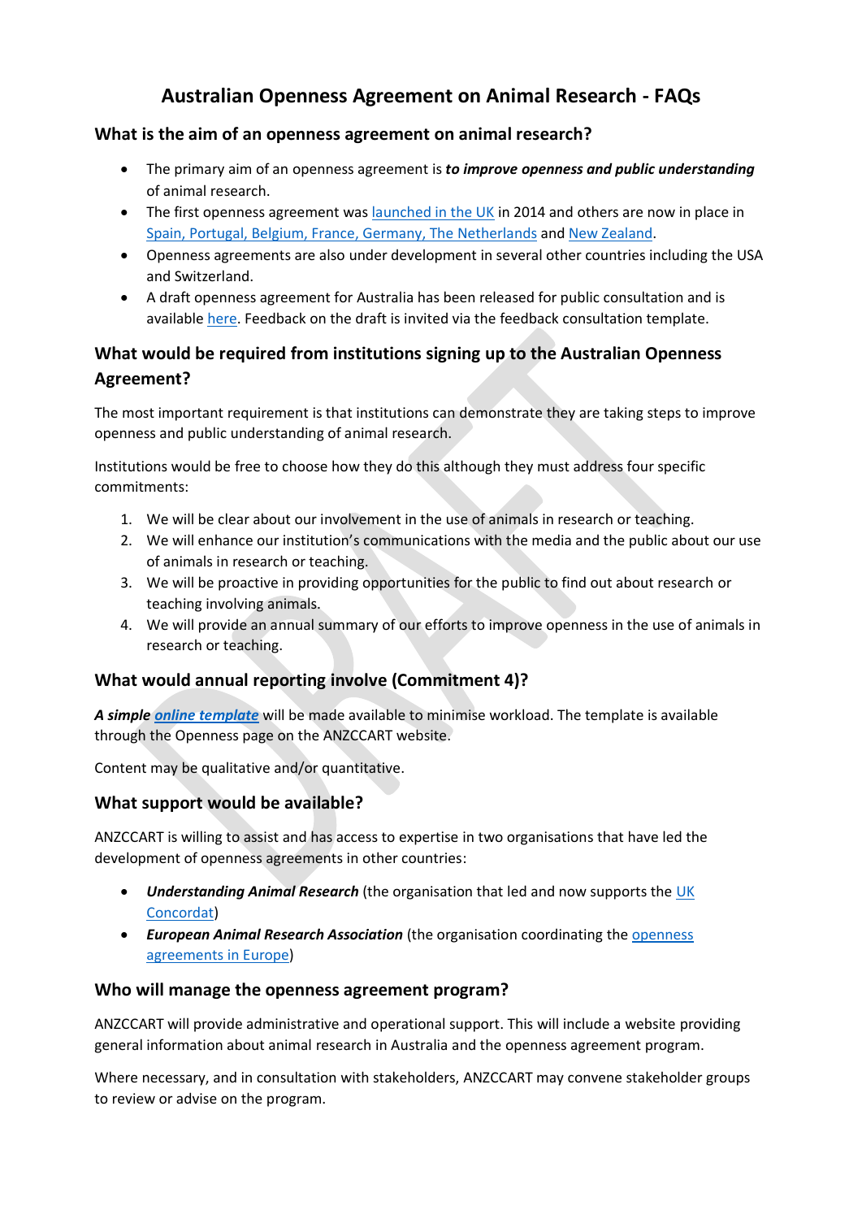# Australian Openness Agreement on Animal Research - FAQs

## What is the aim of an openness agreement on animal research?

- The primary aim of an openness agreement is ***to improve openness and public understanding*** of animal research.
- The first openness agreement was launched in the UK in 2014 and others are now in place in Spain, Portugal, Belgium, France, Germany, The Netherlands and New Zealand.
- Openness agreements are also under development in several other countries including the USA and Switzerland.
- A draft openness agreement for Australia has been released for public consultation and is available here. Feedback on the draft is invited via the feedback consultation template.

## What would be required from institutions signing up to the Australian Openness Agreement?

The most important requirement is that institutions can demonstrate they are taking steps to improve openness and public understanding of animal research.

Institutions would be free to choose how they do this although they must address four specific commitments:

1. We will be clear about our involvement in the use of animals in research or teaching.
2. We will enhance our institution's communications with the media and the public about our use of animals in research or teaching.
3. We will be proactive in providing opportunities for the public to find out about research or teaching involving animals.
4. We will provide an annual summary of our efforts to improve openness in the use of animals in research or teaching.

## What would annual reporting involve (Commitment 4)?

***A simple online template*** will be made available to minimise workload. The template is available through the Openness page on the ANZCCART website.

Content may be qualitative and/or quantitative.

## What support would be available?

ANZCCART is willing to assist and has access to expertise in two organisations that have led the development of openness agreements in other countries:

- ***Understanding Animal Research*** (the organisation that led and now supports the UK Concordat)
- ***European Animal Research Association*** (the organisation coordinating the openness agreements in Europe)

## Who will manage the openness agreement program?

ANZCCART will provide administrative and operational support. This will include a website providing general information about animal research in Australia and the openness agreement program.

Where necessary, and in consultation with stakeholders, ANZCCART may convene stakeholder groups to review or advise on the program.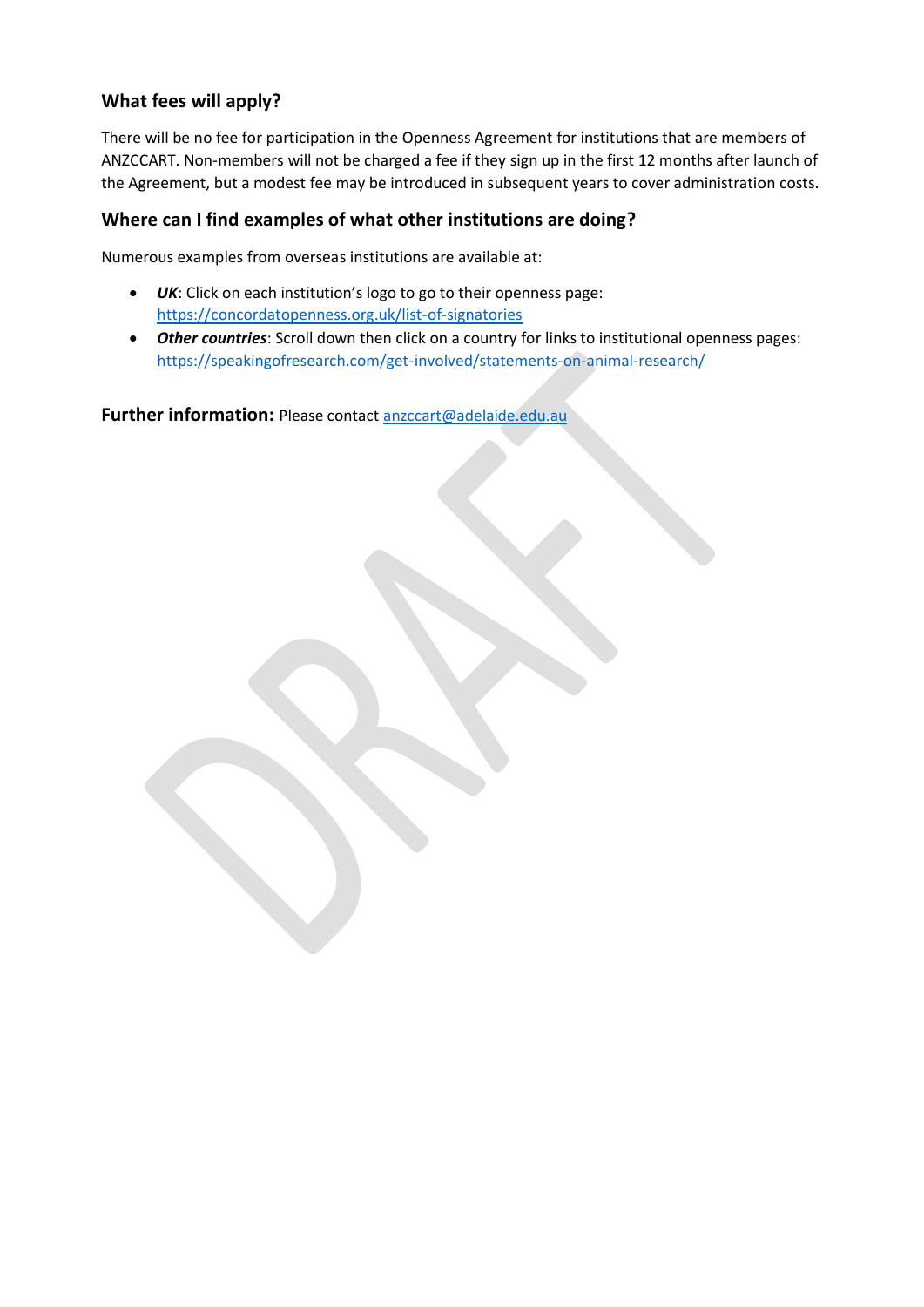### What fees will apply?

There will be no fee for participation in the Openness Agreement for institutions that are members of ANZCCART. Non-members will not be charged a fee if they sign up in the first 12 months after launch of the Agreement, but a modest fee may be introduced in subsequent years to cover administration costs.

### Where can I find examples of what other institutions are doing?

Numerous examples from overseas institutions are available at:

- ***UK***: Click on each institution's logo to go to their openness page: https://concordatopenness.org.uk/list-of-signatories
- ***Other countries***: Scroll down then click on a country for links to institutional openness pages: https://speakingofresearch.com/get-involved/statements-on-animal-research/

**Further information:** Please contact anzccart@adelaide.edu.au